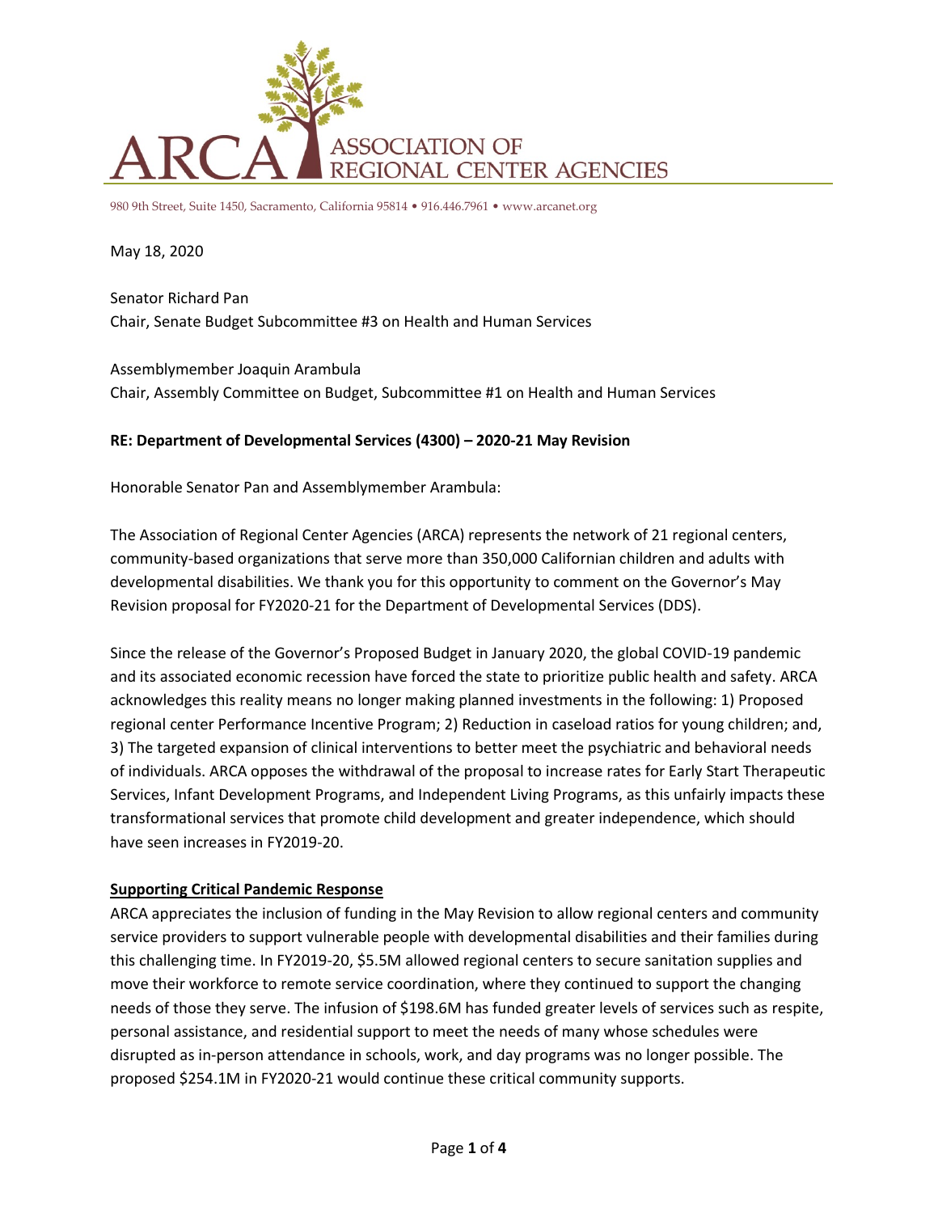ARCA ASSOCIATION OF REGIONAL CENTER AGENCIES

980 9th Street, Suite 1450, Sacramento, California 95814 • 916.446.7961 • www.arcanet.org

May 18, 2020

Senator Richard Pan
Chair, Senate Budget Subcommittee #3 on Health and Human Services

Assemblymember Joaquin Arambula
Chair, Assembly Committee on Budget, Subcommittee #1 on Health and Human Services

**RE: Department of Developmental Services (4300) – 2020-21 May Revision**

Honorable Senator Pan and Assemblymember Arambula:

The Association of Regional Center Agencies (ARCA) represents the network of 21 regional centers, community-based organizations that serve more than 350,000 Californian children and adults with developmental disabilities. We thank you for this opportunity to comment on the Governor's May Revision proposal for FY2020-21 for the Department of Developmental Services (DDS).

Since the release of the Governor's Proposed Budget in January 2020, the global COVID-19 pandemic and its associated economic recession have forced the state to prioritize public health and safety. ARCA acknowledges this reality means no longer making planned investments in the following: 1) Proposed regional center Performance Incentive Program; 2) Reduction in caseload ratios for young children; and, 3) The targeted expansion of clinical interventions to better meet the psychiatric and behavioral needs of individuals. ARCA opposes the withdrawal of the proposal to increase rates for Early Start Therapeutic Services, Infant Development Programs, and Independent Living Programs, as this unfairly impacts these transformational services that promote child development and greater independence, which should have seen increases in FY2019-20.

**Supporting Critical Pandemic Response**

ARCA appreciates the inclusion of funding in the May Revision to allow regional centers and community service providers to support vulnerable people with developmental disabilities and their families during this challenging time. In FY2019-20, $5.5M allowed regional centers to secure sanitation supplies and move their workforce to remote service coordination, where they continued to support the changing needs of those they serve. The infusion of $198.6M has funded greater levels of services such as respite, personal assistance, and residential support to meet the needs of many whose schedules were disrupted as in-person attendance in schools, work, and day programs was no longer possible. The proposed $254.1M in FY2020-21 would continue these critical community supports.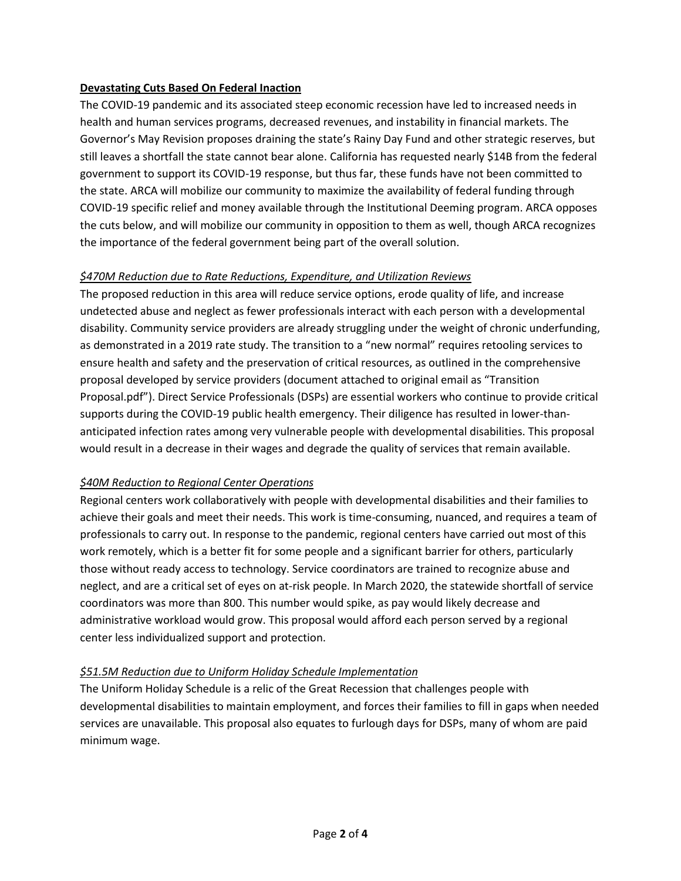**Devastating Cuts Based On Federal Inaction**

The COVID-19 pandemic and its associated steep economic recession have led to increased needs in health and human services programs, decreased revenues, and instability in financial markets. The Governor's May Revision proposes draining the state's Rainy Day Fund and other strategic reserves, but still leaves a shortfall the state cannot bear alone. California has requested nearly $14B from the federal government to support its COVID-19 response, but thus far, these funds have not been committed to the state. ARCA will mobilize our community to maximize the availability of federal funding through COVID-19 specific relief and money available through the Institutional Deeming program. ARCA opposes the cuts below, and will mobilize our community in opposition to them as well, though ARCA recognizes the importance of the federal government being part of the overall solution.

*$470M Reduction due to Rate Reductions, Expenditure, and Utilization Reviews*

The proposed reduction in this area will reduce service options, erode quality of life, and increase undetected abuse and neglect as fewer professionals interact with each person with a developmental disability. Community service providers are already struggling under the weight of chronic underfunding, as demonstrated in a 2019 rate study. The transition to a "new normal" requires retooling services to ensure health and safety and the preservation of critical resources, as outlined in the comprehensive proposal developed by service providers (document attached to original email as "Transition Proposal.pdf"). Direct Service Professionals (DSPs) are essential workers who continue to provide critical supports during the COVID-19 public health emergency. Their diligence has resulted in lower-than-anticipated infection rates among very vulnerable people with developmental disabilities. This proposal would result in a decrease in their wages and degrade the quality of services that remain available.

*$40M Reduction to Regional Center Operations*

Regional centers work collaboratively with people with developmental disabilities and their families to achieve their goals and meet their needs. This work is time-consuming, nuanced, and requires a team of professionals to carry out. In response to the pandemic, regional centers have carried out most of this work remotely, which is a better fit for some people and a significant barrier for others, particularly those without ready access to technology. Service coordinators are trained to recognize abuse and neglect, and are a critical set of eyes on at-risk people. In March 2020, the statewide shortfall of service coordinators was more than 800. This number would spike, as pay would likely decrease and administrative workload would grow. This proposal would afford each person served by a regional center less individualized support and protection.

*$51.5M Reduction due to Uniform Holiday Schedule Implementation*

The Uniform Holiday Schedule is a relic of the Great Recession that challenges people with developmental disabilities to maintain employment, and forces their families to fill in gaps when needed services are unavailable. This proposal also equates to furlough days for DSPs, many of whom are paid minimum wage.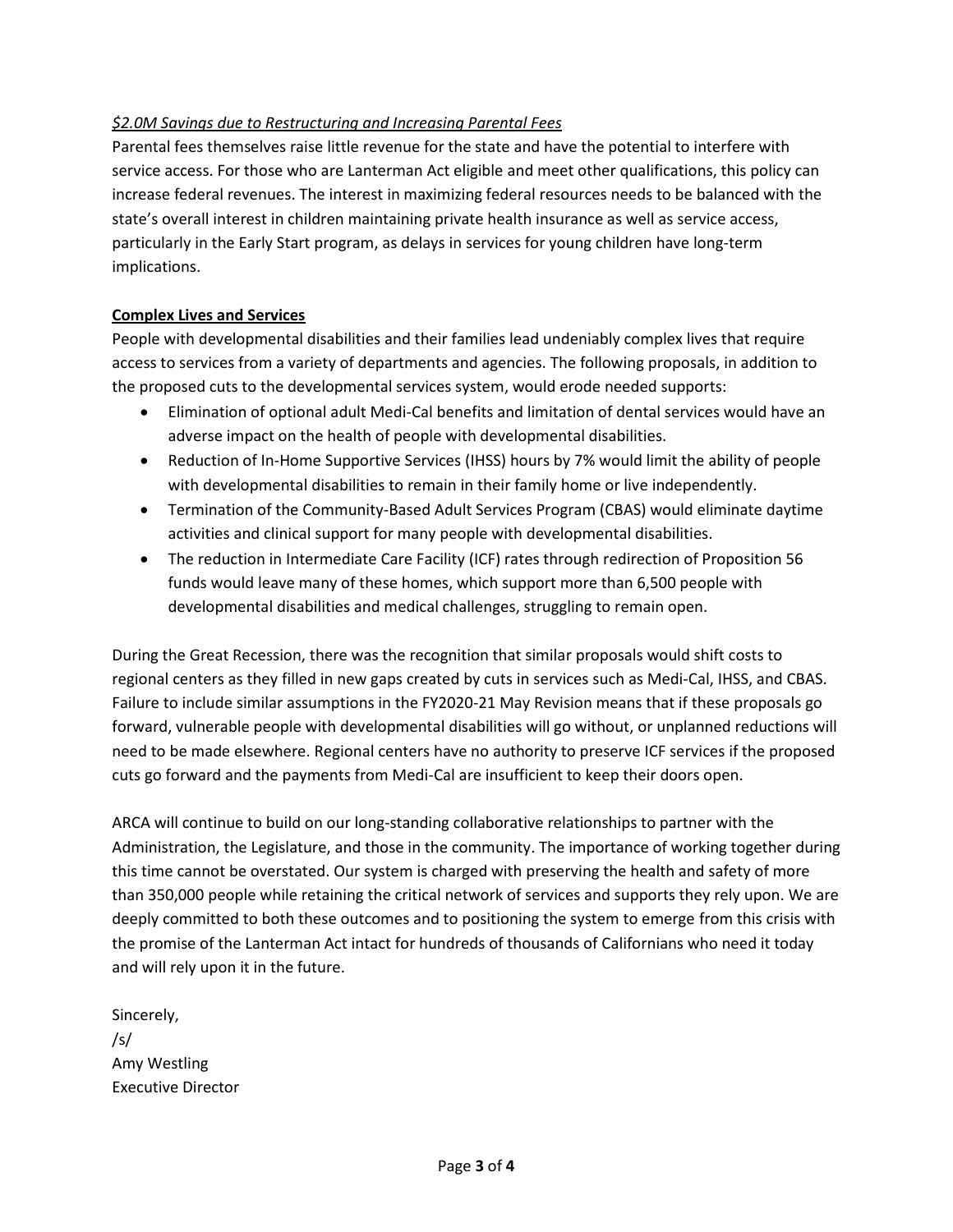*$2.0M Savings due to Restructuring and Increasing Parental Fees*

Parental fees themselves raise little revenue for the state and have the potential to interfere with service access. For those who are Lanterman Act eligible and meet other qualifications, this policy can increase federal revenues. The interest in maximizing federal resources needs to be balanced with the state's overall interest in children maintaining private health insurance as well as service access, particularly in the Early Start program, as delays in services for young children have long-term implications.

**Complex Lives and Services**

People with developmental disabilities and their families lead undeniably complex lives that require access to services from a variety of departments and agencies. The following proposals, in addition to the proposed cuts to the developmental services system, would erode needed supports:

- Elimination of optional adult Medi-Cal benefits and limitation of dental services would have an adverse impact on the health of people with developmental disabilities.
- Reduction of In-Home Supportive Services (IHSS) hours by 7% would limit the ability of people with developmental disabilities to remain in their family home or live independently.
- Termination of the Community-Based Adult Services Program (CBAS) would eliminate daytime activities and clinical support for many people with developmental disabilities.
- The reduction in Intermediate Care Facility (ICF) rates through redirection of Proposition 56 funds would leave many of these homes, which support more than 6,500 people with developmental disabilities and medical challenges, struggling to remain open.

During the Great Recession, there was the recognition that similar proposals would shift costs to regional centers as they filled in new gaps created by cuts in services such as Medi-Cal, IHSS, and CBAS. Failure to include similar assumptions in the FY2020-21 May Revision means that if these proposals go forward, vulnerable people with developmental disabilities will go without, or unplanned reductions will need to be made elsewhere. Regional centers have no authority to preserve ICF services if the proposed cuts go forward and the payments from Medi-Cal are insufficient to keep their doors open.

ARCA will continue to build on our long-standing collaborative relationships to partner with the Administration, the Legislature, and those in the community. The importance of working together during this time cannot be overstated. Our system is charged with preserving the health and safety of more than 350,000 people while retaining the critical network of services and supports they rely upon. We are deeply committed to both these outcomes and to positioning the system to emerge from this crisis with the promise of the Lanterman Act intact for hundreds of thousands of Californians who need it today and will rely upon it in the future.

Sincerely,
/s/
Amy Westling
Executive Director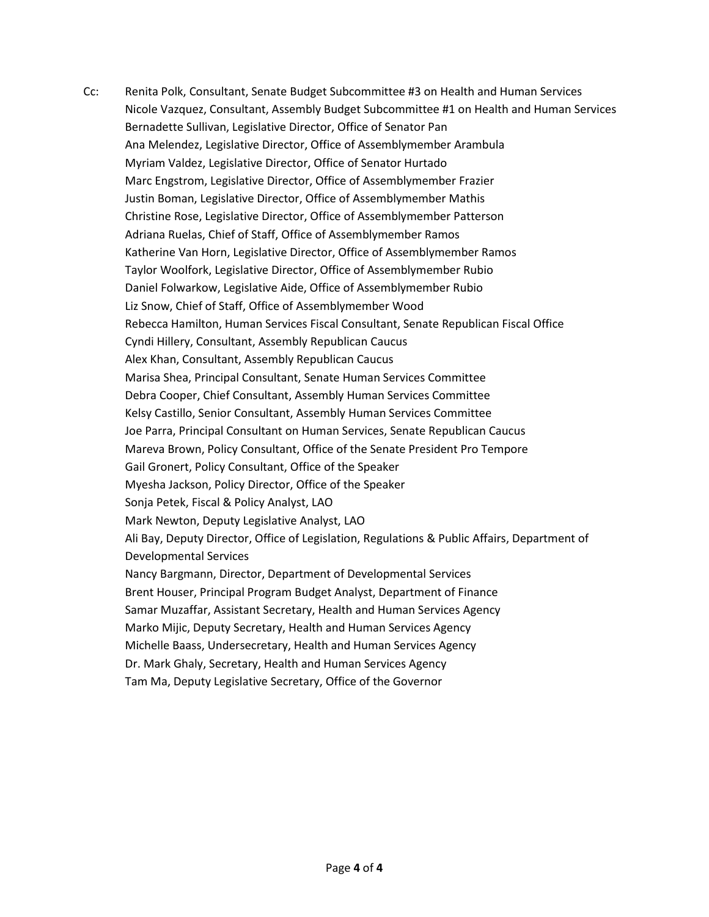Cc: Renita Polk, Consultant, Senate Budget Subcommittee #3 on Health and Human Services
Nicole Vazquez, Consultant, Assembly Budget Subcommittee #1 on Health and Human Services
Bernadette Sullivan, Legislative Director, Office of Senator Pan
Ana Melendez, Legislative Director, Office of Assemblymember Arambula
Myriam Valdez, Legislative Director, Office of Senator Hurtado
Marc Engstrom, Legislative Director, Office of Assemblymember Frazier
Justin Boman, Legislative Director, Office of Assemblymember Mathis
Christine Rose, Legislative Director, Office of Assemblymember Patterson
Adriana Ruelas, Chief of Staff, Office of Assemblymember Ramos
Katherine Van Horn, Legislative Director, Office of Assemblymember Ramos
Taylor Woolfork, Legislative Director, Office of Assemblymember Rubio
Daniel Folwarkow, Legislative Aide, Office of Assemblymember Rubio
Liz Snow, Chief of Staff, Office of Assemblymember Wood
Rebecca Hamilton, Human Services Fiscal Consultant, Senate Republican Fiscal Office
Cyndi Hillery, Consultant, Assembly Republican Caucus
Alex Khan, Consultant, Assembly Republican Caucus
Marisa Shea, Principal Consultant, Senate Human Services Committee
Debra Cooper, Chief Consultant, Assembly Human Services Committee
Kelsy Castillo, Senior Consultant, Assembly Human Services Committee
Joe Parra, Principal Consultant on Human Services, Senate Republican Caucus
Mareva Brown, Policy Consultant, Office of the Senate President Pro Tempore
Gail Gronert, Policy Consultant, Office of the Speaker
Myesha Jackson, Policy Director, Office of the Speaker
Sonja Petek, Fiscal & Policy Analyst, LAO
Mark Newton, Deputy Legislative Analyst, LAO
Ali Bay, Deputy Director, Office of Legislation, Regulations & Public Affairs, Department of Developmental Services
Nancy Bargmann, Director, Department of Developmental Services
Brent Houser, Principal Program Budget Analyst, Department of Finance
Samar Muzaffar, Assistant Secretary, Health and Human Services Agency
Marko Mijic, Deputy Secretary, Health and Human Services Agency
Michelle Baass, Undersecretary, Health and Human Services Agency
Dr. Mark Ghaly, Secretary, Health and Human Services Agency
Tam Ma, Deputy Legislative Secretary, Office of the Governor